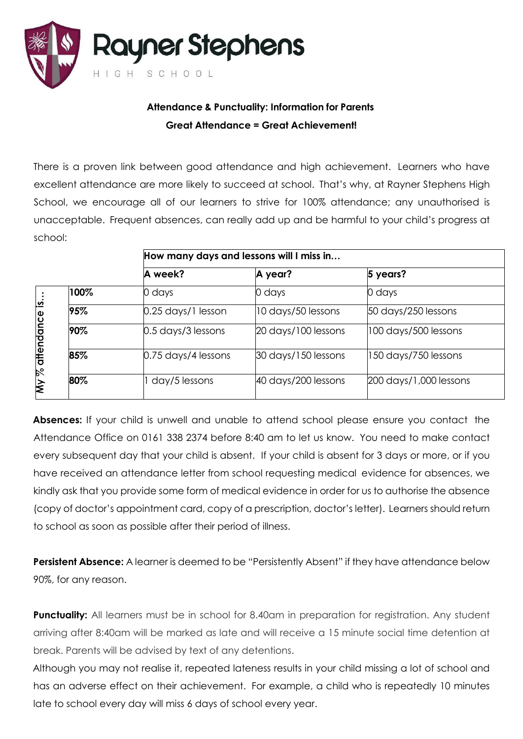# Rayner Stephens

HIGH SCHOOL

**Attendance & Punctuality: Information for Parents**

**Great Attendance = Great Achievement!**

There is a proven link between good attendance and high achievement. Learners who have excellent attendance are more likely to succeed at school. That's why, at Rayner Stephens High School, we encourage all of our learners to strive for 100% attendance; any unauthorised is unacceptable. Frequent absences, can really add up and be harmful to your child's progress at school:

| | | How many days and lessons will I miss in… | | |
|---|---|---|---|---|
| | | **A week?** | **A year?** | **5 years?** |
| **My % attendance is…** | **100%** | 0 days | 0 days | 0 days |
| | **95%** | 0.25 days/1 lesson | 10 days/50 lessons | 50 days/250 lessons |
| | **90%** | 0.5 days/3 lessons | 20 days/100 lessons | 100 days/500 lessons |
| | **85%** | 0.75 days/4 lessons | 30 days/150 lessons | 150 days/750 lessons |
| | **80%** | 1 day/5 lessons | 40 days/200 lessons | 200 days/1,000 lessons |

**Absences:** If your child is unwell and unable to attend school please ensure you contact the Attendance Office on 0161 338 2374 before 8:40 am to let us know. You need to make contact every subsequent day that your child is absent. If your child is absent for 3 days or more, or if you have received an attendance letter from school requesting medical evidence for absences, we kindly ask that you provide some form of medical evidence in order for us to authorise the absence (copy of doctor's appointment card, copy of a prescription, doctor's letter). Learners should return to school as soon as possible after their period of illness.

**Persistent Absence:** A learner is deemed to be "Persistently Absent" if they have attendance below 90%, for any reason.

**Punctuality:** All learners must be in school for 8.40am in preparation for registration. Any student arriving after 8:40am will be marked as late and will receive a 15 minute social time detention at break. Parents will be advised by text of any detentions.

Although you may not realise it, repeated lateness results in your child missing a lot of school and has an adverse effect on their achievement. For example, a child who is repeatedly 10 minutes late to school every day will miss 6 days of school every year.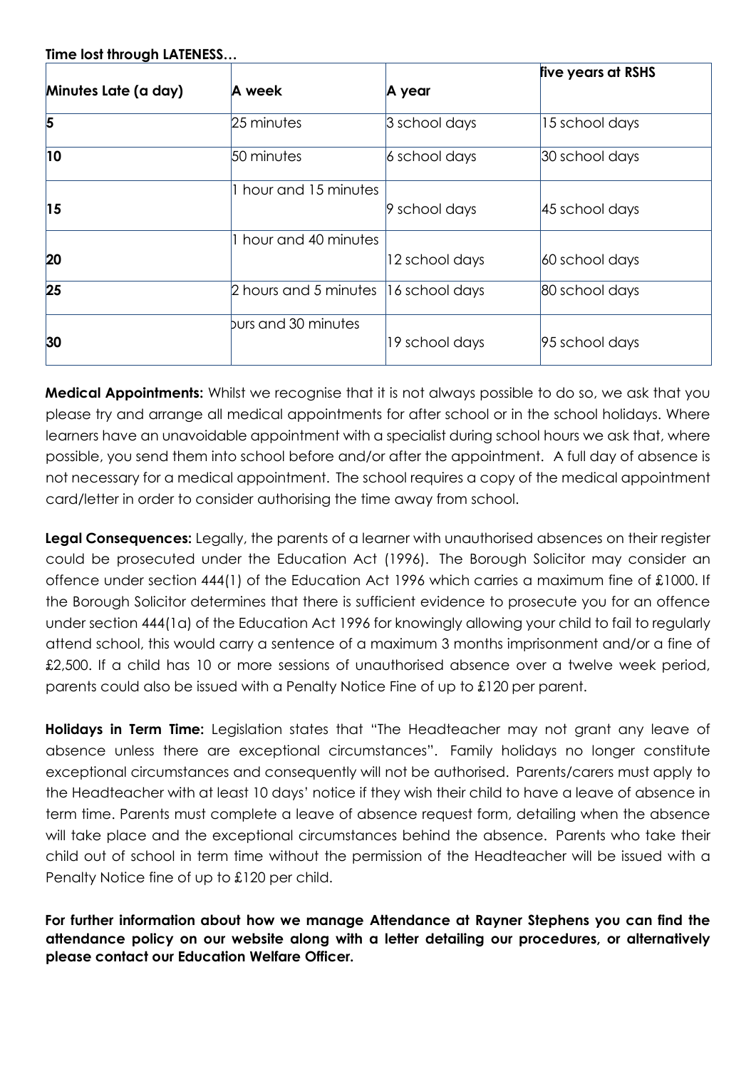**Time lost through LATENESS…**

| Minutes Late (a day) | A week | A year | five years at RSHS |
|---|---|---|---|
| **5** | 25 minutes | 3 school days | 15 school days |
| **10** | 50 minutes | 6 school days | 30 school days |
| **15** | 1 hour and 15 minutes | 9 school days | 45 school days |
| **20** | 1 hour and 40 minutes | 12 school days | 60 school days |
| **25** | 2 hours and 5 minutes | 16 school days | 80 school days |
| **30** | ours and 30 minutes | 19 school days | 95 school days |

**Medical Appointments:** Whilst we recognise that it is not always possible to do so, we ask that you please try and arrange all medical appointments for after school or in the school holidays. Where learners have an unavoidable appointment with a specialist during school hours we ask that, where possible, you send them into school before and/or after the appointment. A full day of absence is not necessary for a medical appointment. The school requires a copy of the medical appointment card/letter in order to consider authorising the time away from school.

**Legal Consequences:** Legally, the parents of a learner with unauthorised absences on their register could be prosecuted under the Education Act (1996). The Borough Solicitor may consider an offence under section 444(1) of the Education Act 1996 which carries a maximum fine of £1000. If the Borough Solicitor determines that there is sufficient evidence to prosecute you for an offence under section 444(1a) of the Education Act 1996 for knowingly allowing your child to fail to regularly attend school, this would carry a sentence of a maximum 3 months imprisonment and/or a fine of £2,500. If a child has 10 or more sessions of unauthorised absence over a twelve week period, parents could also be issued with a Penalty Notice Fine of up to £120 per parent.

**Holidays in Term Time:** Legislation states that "The Headteacher may not grant any leave of absence unless there are exceptional circumstances". Family holidays no longer constitute exceptional circumstances and consequently will not be authorised. Parents/carers must apply to the Headteacher with at least 10 days' notice if they wish their child to have a leave of absence in term time. Parents must complete a leave of absence request form, detailing when the absence will take place and the exceptional circumstances behind the absence. Parents who take their child out of school in term time without the permission of the Headteacher will be issued with a Penalty Notice fine of up to £120 per child.

**For further information about how we manage Attendance at Rayner Stephens you can find the attendance policy on our website along with a letter detailing our procedures, or alternatively please contact our Education Welfare Officer.**